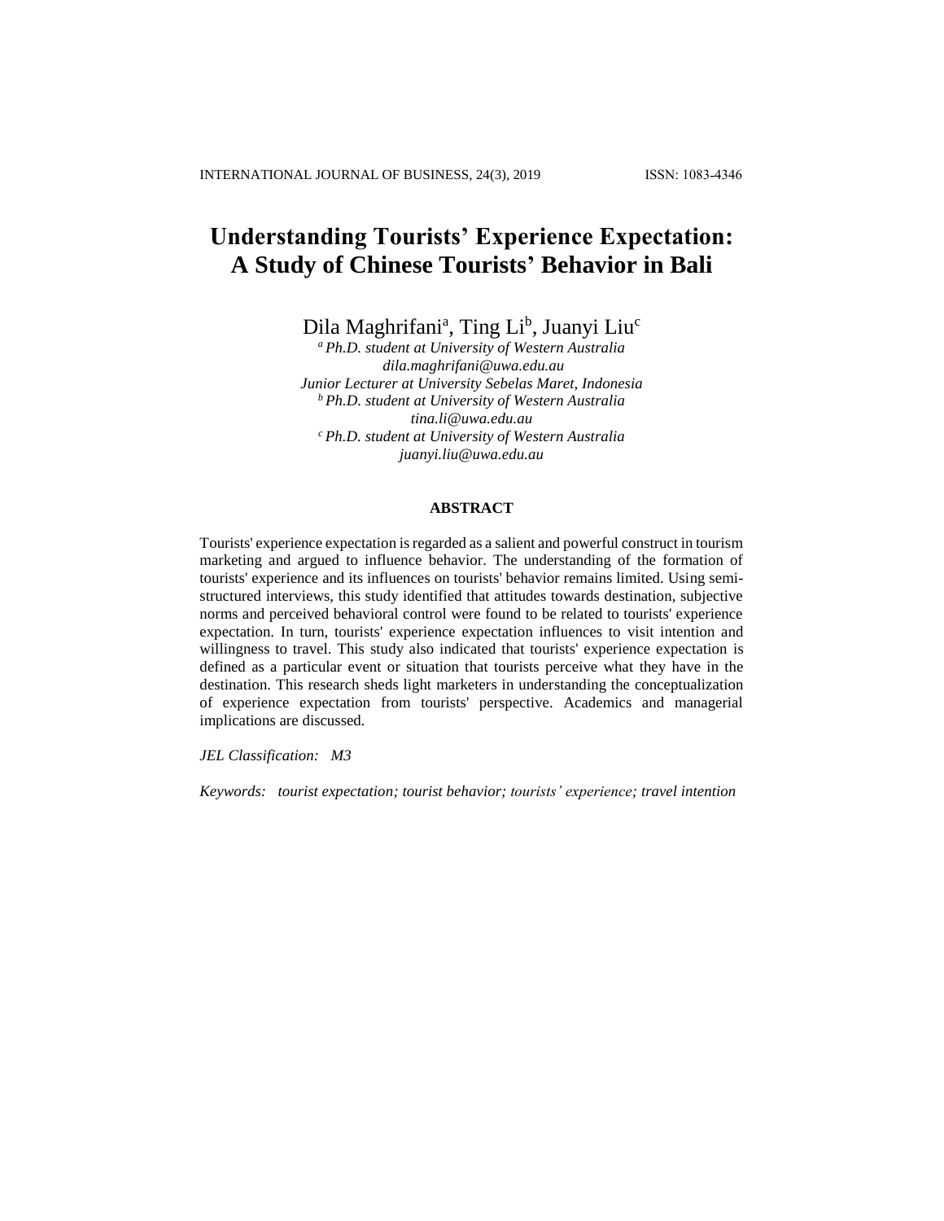# Understanding Tourists' Experience Expectation: A Study of Chinese Tourists' Behavior in Bali

Dila Maghrifani[a], Ting Li[b], Juanyi Liu[c]

[a] *Ph.D. student at University of Western Australia*
*dila.maghrifani@uwa.edu.au*
*Junior Lecturer at University Sebelas Maret, Indonesia*
[b] *Ph.D. student at University of Western Australia*
*tina.li@uwa.edu.au*
[c] *Ph.D. student at University of Western Australia*
*juanyi.liu@uwa.edu.au*

## ABSTRACT

Tourists' experience expectation is regarded as a salient and powerful construct in tourism marketing and argued to influence behavior. The understanding of the formation of tourists' experience and its influences on tourists' behavior remains limited. Using semi-structured interviews, this study identified that attitudes towards destination, subjective norms and perceived behavioral control were found to be related to tourists' experience expectation. In turn, tourists' experience expectation influences to visit intention and willingness to travel. This study also indicated that tourists' experience expectation is defined as a particular event or situation that tourists perceive what they have in the destination. This research sheds light marketers in understanding the conceptualization of experience expectation from tourists' perspective. Academics and managerial implications are discussed.

*JEL Classification: M3*

*Keywords: tourist expectation; tourist behavior; tourists' experience; travel intention*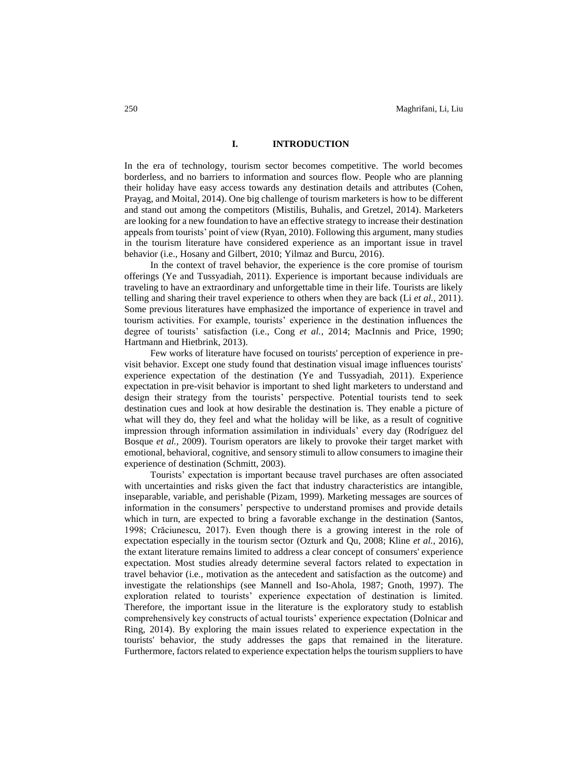## I. INTRODUCTION

In the era of technology, tourism sector becomes competitive. The world becomes borderless, and no barriers to information and sources flow. People who are planning their holiday have easy access towards any destination details and attributes (Cohen, Prayag, and Moital, 2014). One big challenge of tourism marketers is how to be different and stand out among the competitors (Mistilis, Buhalis, and Gretzel, 2014). Marketers are looking for a new foundation to have an effective strategy to increase their destination appeals from tourists' point of view (Ryan, 2010). Following this argument, many studies in the tourism literature have considered experience as an important issue in travel behavior (i.e., Hosany and Gilbert, 2010; Yilmaz and Burcu, 2016).

In the context of travel behavior, the experience is the core promise of tourism offerings (Ye and Tussyadiah, 2011). Experience is important because individuals are traveling to have an extraordinary and unforgettable time in their life. Tourists are likely telling and sharing their travel experience to others when they are back (Li *et al.*, 2011). Some previous literatures have emphasized the importance of experience in travel and tourism activities. For example, tourists' experience in the destination influences the degree of tourists' satisfaction (i.e., Cong *et al.*, 2014; MacInnis and Price, 1990; Hartmann and Hietbrink, 2013).

Few works of literature have focused on tourists' perception of experience in pre-visit behavior. Except one study found that destination visual image influences tourists' experience expectation of the destination (Ye and Tussyadiah, 2011). Experience expectation in pre-visit behavior is important to shed light marketers to understand and design their strategy from the tourists' perspective. Potential tourists tend to seek destination cues and look at how desirable the destination is. They enable a picture of what will they do, they feel and what the holiday will be like, as a result of cognitive impression through information assimilation in individuals' every day (Rodríguez del Bosque *et al.*, 2009). Tourism operators are likely to provoke their target market with emotional, behavioral, cognitive, and sensory stimuli to allow consumers to imagine their experience of destination (Schmitt, 2003).

Tourists' expectation is important because travel purchases are often associated with uncertainties and risks given the fact that industry characteristics are intangible, inseparable, variable, and perishable (Pizam, 1999). Marketing messages are sources of information in the consumers' perspective to understand promises and provide details which in turn, are expected to bring a favorable exchange in the destination (Santos, 1998; Crăciunescu, 2017). Even though there is a growing interest in the role of expectation especially in the tourism sector (Ozturk and Qu, 2008; Kline *et al.*, 2016), the extant literature remains limited to address a clear concept of consumers' experience expectation. Most studies already determine several factors related to expectation in travel behavior (i.e., motivation as the antecedent and satisfaction as the outcome) and investigate the relationships (see Mannell and Iso-Ahola, 1987; Gnoth, 1997). The exploration related to tourists' experience expectation of destination is limited. Therefore, the important issue in the literature is the exploratory study to establish comprehensively key constructs of actual tourists' experience expectation (Dolnicar and Ring, 2014). By exploring the main issues related to experience expectation in the tourists' behavior, the study addresses the gaps that remained in the literature. Furthermore, factors related to experience expectation helps the tourism suppliers to have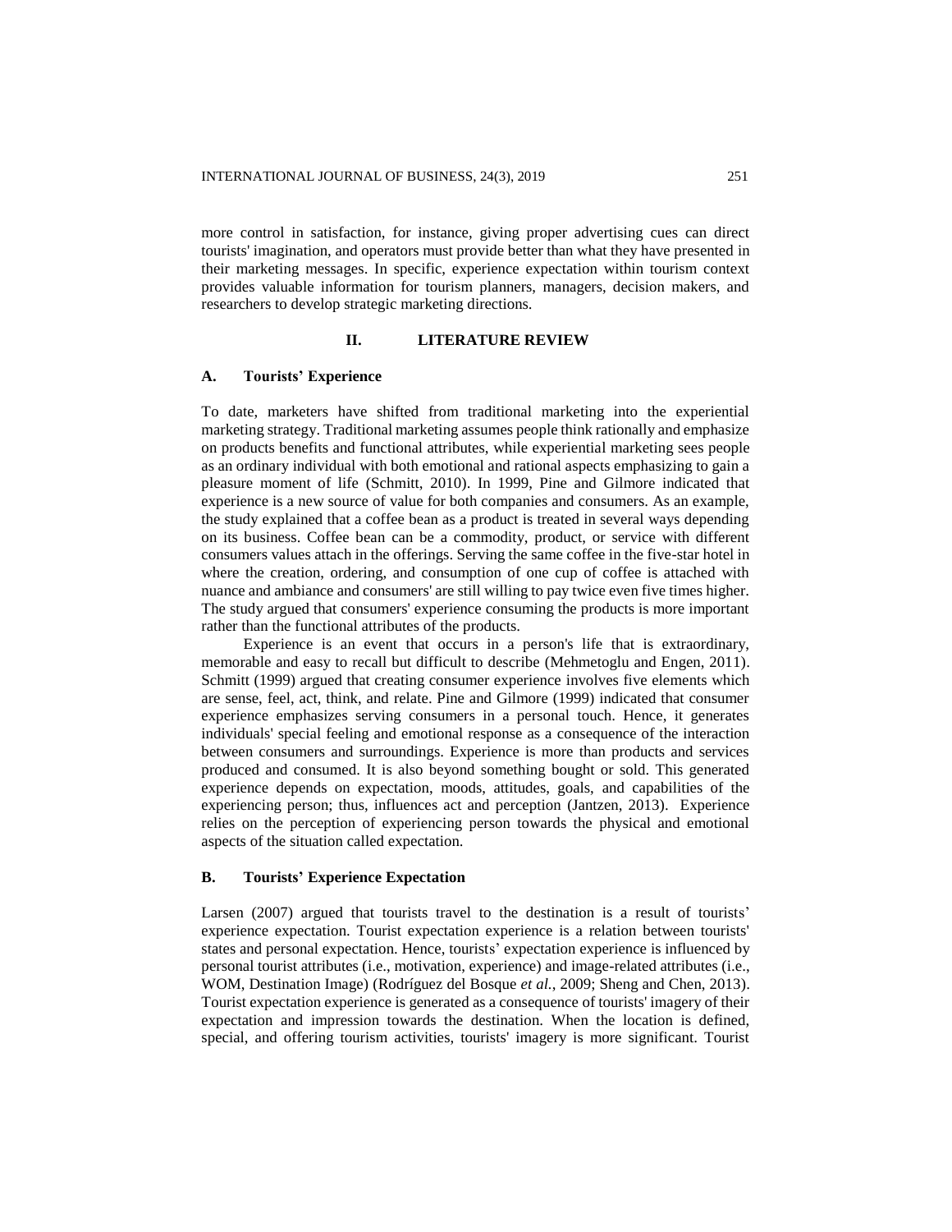more control in satisfaction, for instance, giving proper advertising cues can direct tourists' imagination, and operators must provide better than what they have presented in their marketing messages. In specific, experience expectation within tourism context provides valuable information for tourism planners, managers, decision makers, and researchers to develop strategic marketing directions.

## II. LITERATURE REVIEW

### A. Tourists' Experience

To date, marketers have shifted from traditional marketing into the experiential marketing strategy. Traditional marketing assumes people think rationally and emphasize on products benefits and functional attributes, while experiential marketing sees people as an ordinary individual with both emotional and rational aspects emphasizing to gain a pleasure moment of life (Schmitt, 2010). In 1999, Pine and Gilmore indicated that experience is a new source of value for both companies and consumers. As an example, the study explained that a coffee bean as a product is treated in several ways depending on its business. Coffee bean can be a commodity, product, or service with different consumers values attach in the offerings. Serving the same coffee in the five-star hotel in where the creation, ordering, and consumption of one cup of coffee is attached with nuance and ambiance and consumers' are still willing to pay twice even five times higher. The study argued that consumers' experience consuming the products is more important rather than the functional attributes of the products.

Experience is an event that occurs in a person's life that is extraordinary, memorable and easy to recall but difficult to describe (Mehmetoglu and Engen, 2011). Schmitt (1999) argued that creating consumer experience involves five elements which are sense, feel, act, think, and relate. Pine and Gilmore (1999) indicated that consumer experience emphasizes serving consumers in a personal touch. Hence, it generates individuals' special feeling and emotional response as a consequence of the interaction between consumers and surroundings. Experience is more than products and services produced and consumed. It is also beyond something bought or sold. This generated experience depends on expectation, moods, attitudes, goals, and capabilities of the experiencing person; thus, influences act and perception (Jantzen, 2013). Experience relies on the perception of experiencing person towards the physical and emotional aspects of the situation called expectation.

### B. Tourists' Experience Expectation

Larsen (2007) argued that tourists travel to the destination is a result of tourists' experience expectation. Tourist expectation experience is a relation between tourists' states and personal expectation. Hence, tourists' expectation experience is influenced by personal tourist attributes (i.e., motivation, experience) and image-related attributes (i.e., WOM, Destination Image) (Rodríguez del Bosque *et al.*, 2009; Sheng and Chen, 2013). Tourist expectation experience is generated as a consequence of tourists' imagery of their expectation and impression towards the destination. When the location is defined, special, and offering tourism activities, tourists' imagery is more significant. Tourist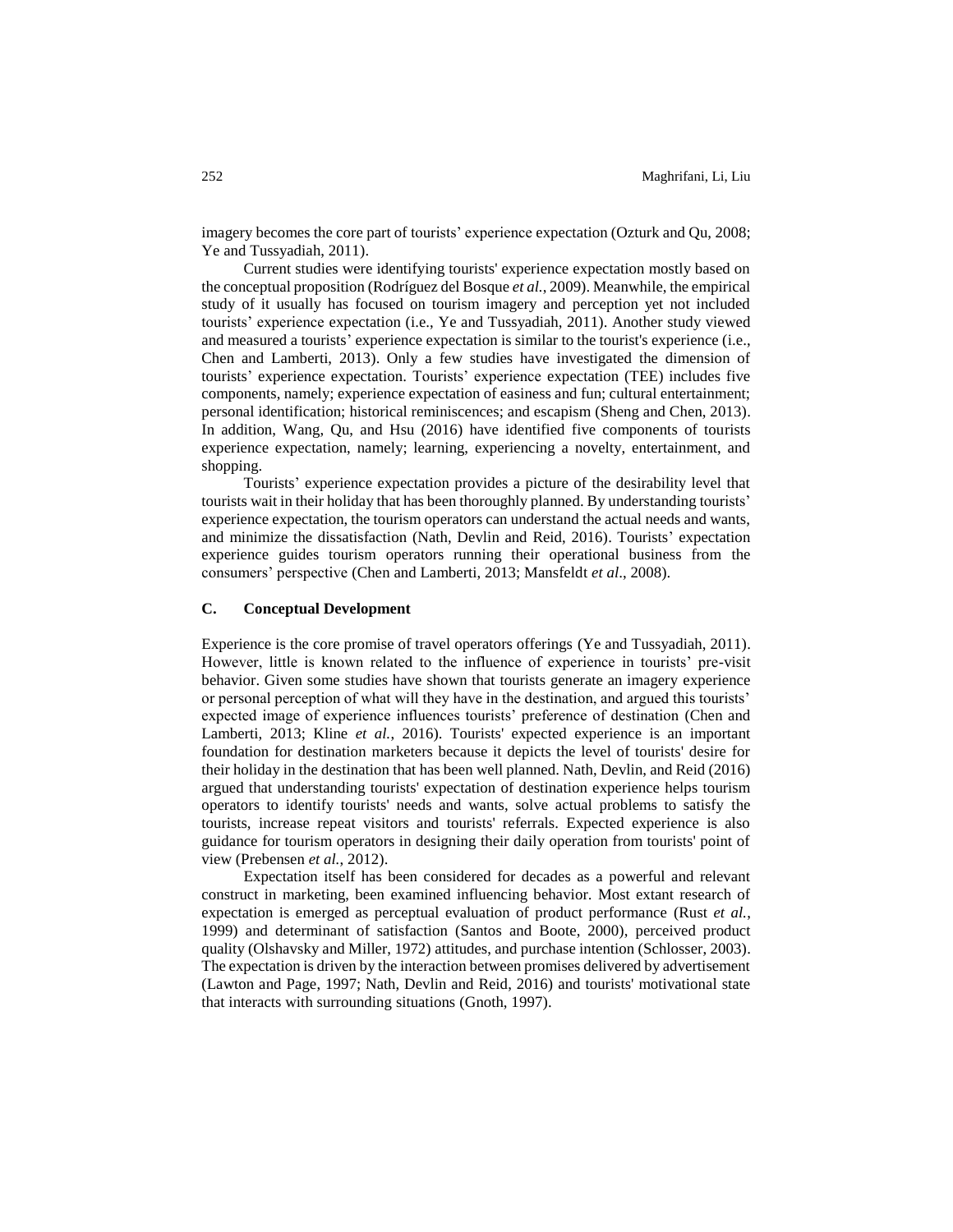imagery becomes the core part of tourists' experience expectation (Ozturk and Qu, 2008; Ye and Tussyadiah, 2011).

Current studies were identifying tourists' experience expectation mostly based on the conceptual proposition (Rodríguez del Bosque *et al.*, 2009). Meanwhile, the empirical study of it usually has focused on tourism imagery and perception yet not included tourists' experience expectation (i.e., Ye and Tussyadiah, 2011). Another study viewed and measured a tourists' experience expectation is similar to the tourist's experience (i.e., Chen and Lamberti, 2013). Only a few studies have investigated the dimension of tourists' experience expectation. Tourists' experience expectation (TEE) includes five components, namely; experience expectation of easiness and fun; cultural entertainment; personal identification; historical reminiscences; and escapism (Sheng and Chen, 2013). In addition, Wang, Qu, and Hsu (2016) have identified five components of tourists experience expectation, namely; learning, experiencing a novelty, entertainment, and shopping.

Tourists' experience expectation provides a picture of the desirability level that tourists wait in their holiday that has been thoroughly planned. By understanding tourists' experience expectation, the tourism operators can understand the actual needs and wants, and minimize the dissatisfaction (Nath, Devlin and Reid, 2016). Tourists' expectation experience guides tourism operators running their operational business from the consumers' perspective (Chen and Lamberti, 2013; Mansfeldt *et al*., 2008).

### C. Conceptual Development

Experience is the core promise of travel operators offerings (Ye and Tussyadiah, 2011). However, little is known related to the influence of experience in tourists' pre-visit behavior. Given some studies have shown that tourists generate an imagery experience or personal perception of what will they have in the destination, and argued this tourists' expected image of experience influences tourists' preference of destination (Chen and Lamberti, 2013; Kline *et al.*, 2016). Tourists' expected experience is an important foundation for destination marketers because it depicts the level of tourists' desire for their holiday in the destination that has been well planned. Nath, Devlin, and Reid (2016) argued that understanding tourists' expectation of destination experience helps tourism operators to identify tourists' needs and wants, solve actual problems to satisfy the tourists, increase repeat visitors and tourists' referrals. Expected experience is also guidance for tourism operators in designing their daily operation from tourists' point of view (Prebensen *et al.*, 2012).

Expectation itself has been considered for decades as a powerful and relevant construct in marketing, been examined influencing behavior. Most extant research of expectation is emerged as perceptual evaluation of product performance (Rust *et al.*, 1999) and determinant of satisfaction (Santos and Boote, 2000), perceived product quality (Olshavsky and Miller, 1972) attitudes, and purchase intention (Schlosser, 2003). The expectation is driven by the interaction between promises delivered by advertisement (Lawton and Page, 1997; Nath, Devlin and Reid, 2016) and tourists' motivational state that interacts with surrounding situations (Gnoth, 1997).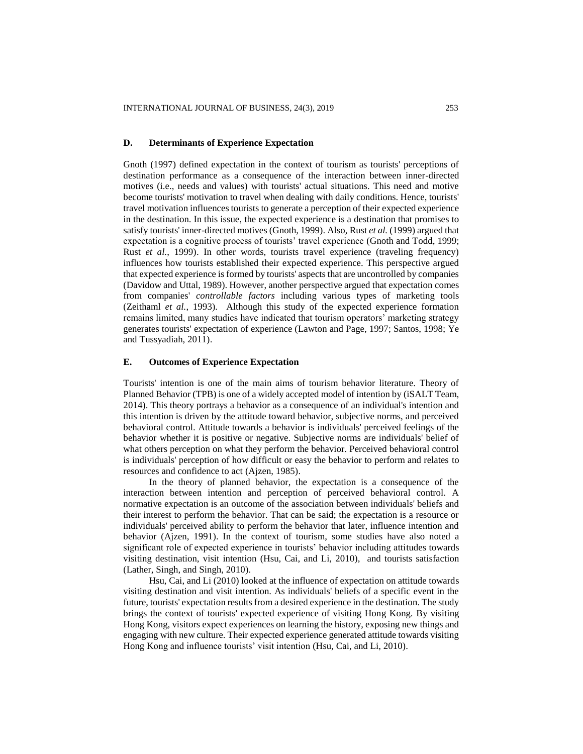## D. Determinants of Experience Expectation

Gnoth (1997) defined expectation in the context of tourism as tourists' perceptions of destination performance as a consequence of the interaction between inner-directed motives (i.e., needs and values) with tourists' actual situations. This need and motive become tourists' motivation to travel when dealing with daily conditions. Hence, tourists' travel motivation influences tourists to generate a perception of their expected experience in the destination. In this issue, the expected experience is a destination that promises to satisfy tourists' inner-directed motives (Gnoth, 1999). Also, Rust *et al.* (1999) argued that expectation is a cognitive process of tourists' travel experience (Gnoth and Todd, 1999; Rust *et al.*, 1999). In other words, tourists travel experience (traveling frequency) influences how tourists established their expected experience. This perspective argued that expected experience is formed by tourists' aspects that are uncontrolled by companies (Davidow and Uttal, 1989). However, another perspective argued that expectation comes from companies' *controllable factors* including various types of marketing tools (Zeithaml *et al.*, 1993). Although this study of the expected experience formation remains limited, many studies have indicated that tourism operators' marketing strategy generates tourists' expectation of experience (Lawton and Page, 1997; Santos, 1998; Ye and Tussyadiah, 2011).

## E. Outcomes of Experience Expectation

Tourists' intention is one of the main aims of tourism behavior literature. Theory of Planned Behavior (TPB) is one of a widely accepted model of intention by (iSALT Team, 2014). This theory portrays a behavior as a consequence of an individual's intention and this intention is driven by the attitude toward behavior, subjective norms, and perceived behavioral control. Attitude towards a behavior is individuals' perceived feelings of the behavior whether it is positive or negative. Subjective norms are individuals' belief of what others perception on what they perform the behavior. Perceived behavioral control is individuals' perception of how difficult or easy the behavior to perform and relates to resources and confidence to act (Ajzen, 1985).

In the theory of planned behavior, the expectation is a consequence of the interaction between intention and perception of perceived behavioral control. A normative expectation is an outcome of the association between individuals' beliefs and their interest to perform the behavior. That can be said; the expectation is a resource or individuals' perceived ability to perform the behavior that later, influence intention and behavior (Ajzen, 1991). In the context of tourism, some studies have also noted a significant role of expected experience in tourists' behavior including attitudes towards visiting destination, visit intention (Hsu, Cai, and Li, 2010), and tourists satisfaction (Lather, Singh, and Singh, 2010).

Hsu, Cai, and Li (2010) looked at the influence of expectation on attitude towards visiting destination and visit intention. As individuals' beliefs of a specific event in the future, tourists' expectation results from a desired experience in the destination. The study brings the context of tourists' expected experience of visiting Hong Kong. By visiting Hong Kong, visitors expect experiences on learning the history, exposing new things and engaging with new culture. Their expected experience generated attitude towards visiting Hong Kong and influence tourists' visit intention (Hsu, Cai, and Li, 2010).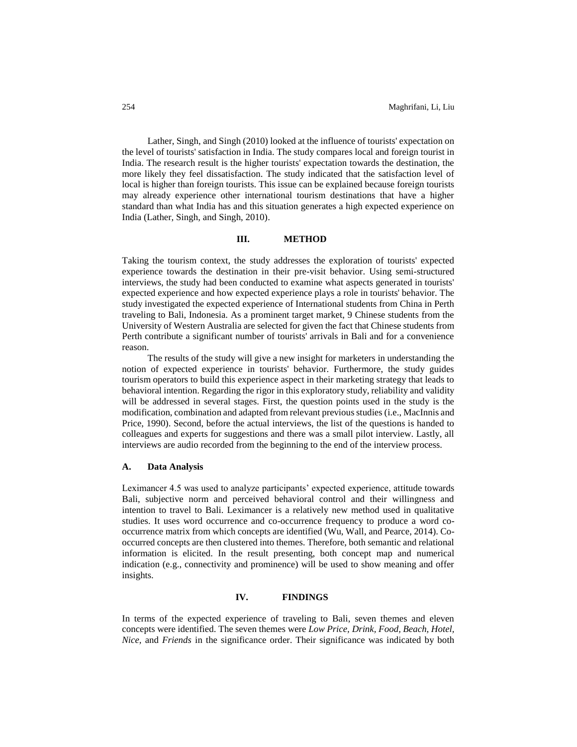Lather, Singh, and Singh (2010) looked at the influence of tourists' expectation on the level of tourists' satisfaction in India. The study compares local and foreign tourist in India. The research result is the higher tourists' expectation towards the destination, the more likely they feel dissatisfaction. The study indicated that the satisfaction level of local is higher than foreign tourists. This issue can be explained because foreign tourists may already experience other international tourism destinations that have a higher standard than what India has and this situation generates a high expected experience on India (Lather, Singh, and Singh, 2010).

## III. METHOD

Taking the tourism context, the study addresses the exploration of tourists' expected experience towards the destination in their pre-visit behavior. Using semi-structured interviews, the study had been conducted to examine what aspects generated in tourists' expected experience and how expected experience plays a role in tourists' behavior. The study investigated the expected experience of International students from China in Perth traveling to Bali, Indonesia. As a prominent target market, 9 Chinese students from the University of Western Australia are selected for given the fact that Chinese students from Perth contribute a significant number of tourists' arrivals in Bali and for a convenience reason.

The results of the study will give a new insight for marketers in understanding the notion of expected experience in tourists' behavior. Furthermore, the study guides tourism operators to build this experience aspect in their marketing strategy that leads to behavioral intention. Regarding the rigor in this exploratory study, reliability and validity will be addressed in several stages. First, the question points used in the study is the modification, combination and adapted from relevant previous studies (i.e., MacInnis and Price, 1990). Second, before the actual interviews, the list of the questions is handed to colleagues and experts for suggestions and there was a small pilot interview. Lastly, all interviews are audio recorded from the beginning to the end of the interview process.

### A. Data Analysis

Leximancer 4.5 was used to analyze participants' expected experience, attitude towards Bali, subjective norm and perceived behavioral control and their willingness and intention to travel to Bali. Leximancer is a relatively new method used in qualitative studies. It uses word occurrence and co-occurrence frequency to produce a word co-occurrence matrix from which concepts are identified (Wu, Wall, and Pearce, 2014). Co-occurred concepts are then clustered into themes. Therefore, both semantic and relational information is elicited. In the result presenting, both concept map and numerical indication (e.g., connectivity and prominence) will be used to show meaning and offer insights.

## IV. FINDINGS

In terms of the expected experience of traveling to Bali, seven themes and eleven concepts were identified. The seven themes were *Low Price*, *Drink*, *Food*, *Beach*, *Hotel*, *Nice*, and *Friends* in the significance order. Their significance was indicated by both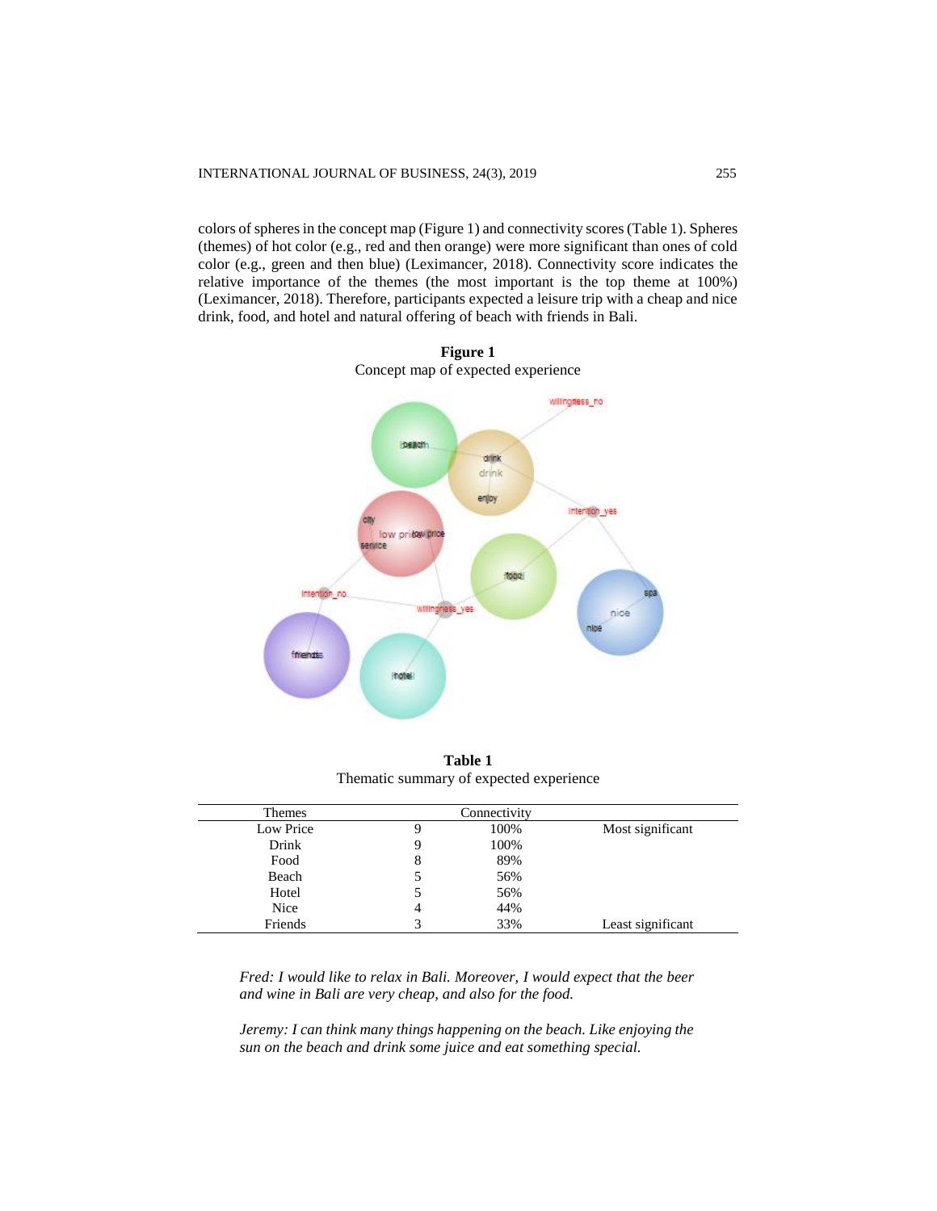colors of spheres in the concept map (Figure 1) and connectivity scores (Table 1). Spheres (themes) of hot color (e.g., red and then orange) were more significant than ones of cold color (e.g., green and then blue) (Leximancer, 2018). Connectivity score indicates the relative importance of the themes (the most important is the top theme at 100%) (Leximancer, 2018). Therefore, participants expected a leisure trip with a cheap and nice drink, food, and hotel and natural offering of beach with friends in Bali.

**Figure 1**
Concept map of expected experience

**Table 1**
Thematic summary of expected experience

| Themes | Connectivity | | |
|---|---|---|---|
| Low Price | 9 | 100% | Most significant |
| Drink | 9 | 100% | |
| Food | 8 | 89% | |
| Beach | 5 | 56% | |
| Hotel | 5 | 56% | |
| Nice | 4 | 44% | |
| Friends | 3 | 33% | Least significant |

*Fred: I would like to relax in Bali. Moreover, I would expect that the beer and wine in Bali are very cheap, and also for the food.*

*Jeremy: I can think many things happening on the beach. Like enjoying the sun on the beach and drink some juice and eat something special.*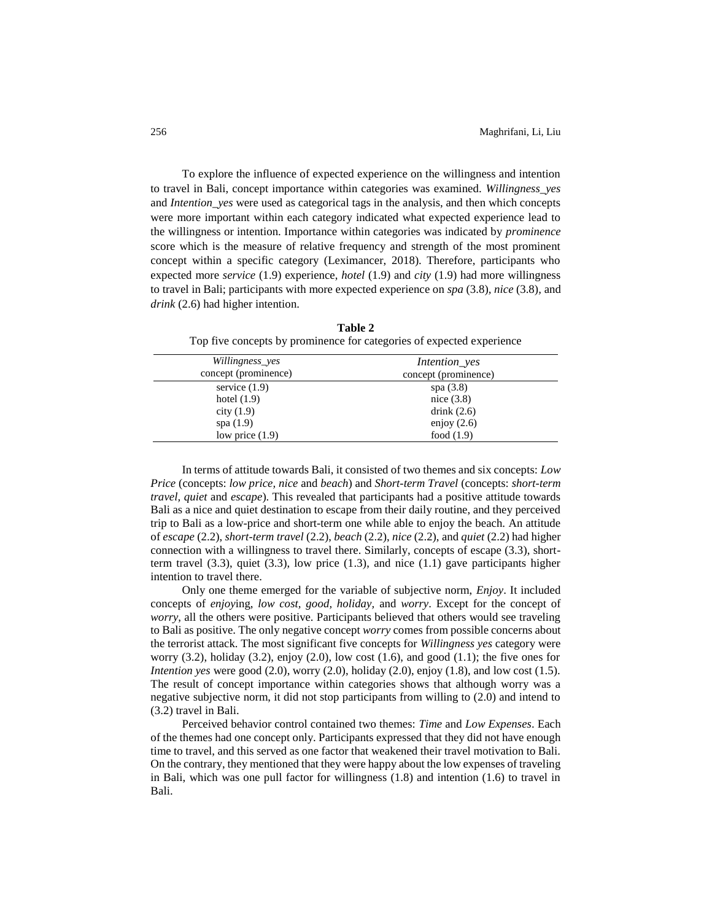To explore the influence of expected experience on the willingness and intention to travel in Bali, concept importance within categories was examined. *Willingness_yes* and *Intention_yes* were used as categorical tags in the analysis, and then which concepts were more important within each category indicated what expected experience lead to the willingness or intention. Importance within categories was indicated by *prominence* score which is the measure of relative frequency and strength of the most prominent concept within a specific category (Leximancer, 2018). Therefore, participants who expected more *service* (1.9) experience, *hotel* (1.9) and *city* (1.9) had more willingness to travel in Bali; participants with more expected experience on *spa* (3.8), *nice* (3.8), and *drink* (2.6) had higher intention.

**Table 2**
Top five concepts by prominence for categories of expected experience

| *Willingness_yes* concept (prominence) | *Intention_yes* concept (prominence) |
|---|---|
| service (1.9) | spa (3.8) |
| hotel (1.9) | nice (3.8) |
| city (1.9) | drink (2.6) |
| spa (1.9) | enjoy (2.6) |
| low price (1.9) | food (1.9) |

In terms of attitude towards Bali, it consisted of two themes and six concepts: *Low Price* (concepts: *low price, nice* and *beach*) and *Short-term Travel* (concepts: *short-term travel, quiet* and *escape*). This revealed that participants had a positive attitude towards Bali as a nice and quiet destination to escape from their daily routine, and they perceived trip to Bali as a low-price and short-term one while able to enjoy the beach. An attitude of *escape* (2.2), *short-term travel* (2.2), *beach* (2.2), *nice* (2.2), and *quiet* (2.2) had higher connection with a willingness to travel there. Similarly, concepts of escape (3.3), short-term travel (3.3), quiet (3.3), low price (1.3), and nice (1.1) gave participants higher intention to travel there.

Only one theme emerged for the variable of subjective norm, *Enjoy*. It included concepts of *enjoy*ing, *low cost, good, holiday,* and *worry*. Except for the concept of *worry*, all the others were positive. Participants believed that others would see traveling to Bali as positive. The only negative concept *worry* comes from possible concerns about the terrorist attack. The most significant five concepts for *Willingness yes* category were worry (3.2), holiday (3.2), enjoy (2.0), low cost (1.6), and good (1.1); the five ones for *Intention yes* were good (2.0), worry (2.0), holiday (2.0), enjoy (1.8), and low cost (1.5). The result of concept importance within categories shows that although worry was a negative subjective norm, it did not stop participants from willing to (2.0) and intend to (3.2) travel in Bali.

Perceived behavior control contained two themes: *Time* and *Low Expenses*. Each of the themes had one concept only. Participants expressed that they did not have enough time to travel, and this served as one factor that weakened their travel motivation to Bali. On the contrary, they mentioned that they were happy about the low expenses of traveling in Bali, which was one pull factor for willingness (1.8) and intention (1.6) to travel in Bali.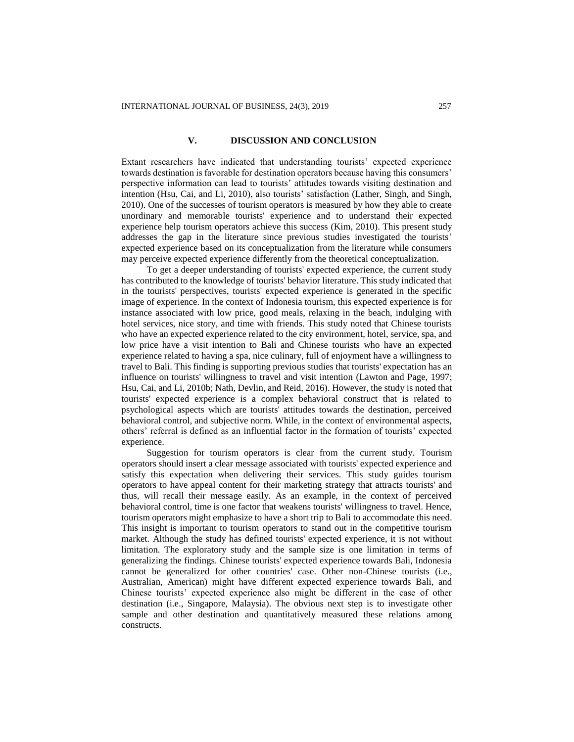## V. DISCUSSION AND CONCLUSION

Extant researchers have indicated that understanding tourists' expected experience towards destination is favorable for destination operators because having this consumers' perspective information can lead to tourists' attitudes towards visiting destination and intention (Hsu, Cai, and Li, 2010), also tourists' satisfaction (Lather, Singh, and Singh, 2010). One of the successes of tourism operators is measured by how they able to create unordinary and memorable tourists' experience and to understand their expected experience help tourism operators achieve this success (Kim, 2010). This present study addresses the gap in the literature since previous studies investigated the tourists' expected experience based on its conceptualization from the literature while consumers may perceive expected experience differently from the theoretical conceptualization.

To get a deeper understanding of tourists' expected experience, the current study has contributed to the knowledge of tourists' behavior literature. This study indicated that in the tourists' perspectives, tourists' expected experience is generated in the specific image of experience. In the context of Indonesia tourism, this expected experience is for instance associated with low price, good meals, relaxing in the beach, indulging with hotel services, nice story, and time with friends. This study noted that Chinese tourists who have an expected experience related to the city environment, hotel, service, spa, and low price have a visit intention to Bali and Chinese tourists who have an expected experience related to having a spa, nice culinary, full of enjoyment have a willingness to travel to Bali. This finding is supporting previous studies that tourists' expectation has an influence on tourists' willingness to travel and visit intention (Lawton and Page, 1997; Hsu, Cai, and Li, 2010b; Nath, Devlin, and Reid, 2016). However, the study is noted that tourists' expected experience is a complex behavioral construct that is related to psychological aspects which are tourists' attitudes towards the destination, perceived behavioral control, and subjective norm. While, in the context of environmental aspects, others' referral is defined as an influential factor in the formation of tourists' expected experience.

Suggestion for tourism operators is clear from the current study. Tourism operators should insert a clear message associated with tourists' expected experience and satisfy this expectation when delivering their services. This study guides tourism operators to have appeal content for their marketing strategy that attracts tourists' and thus, will recall their message easily. As an example, in the context of perceived behavioral control, time is one factor that weakens tourists' willingness to travel. Hence, tourism operators might emphasize to have a short trip to Bali to accommodate this need. This insight is important to tourism operators to stand out in the competitive tourism market. Although the study has defined tourists' expected experience, it is not without limitation. The exploratory study and the sample size is one limitation in terms of generalizing the findings. Chinese tourists' expected experience towards Bali, Indonesia cannot be generalized for other countries' case. Other non-Chinese tourists (i.e., Australian, American) might have different expected experience towards Bali, and Chinese tourists' expected experience also might be different in the case of other destination (i.e., Singapore, Malaysia). The obvious next step is to investigate other sample and other destination and quantitatively measured these relations among constructs.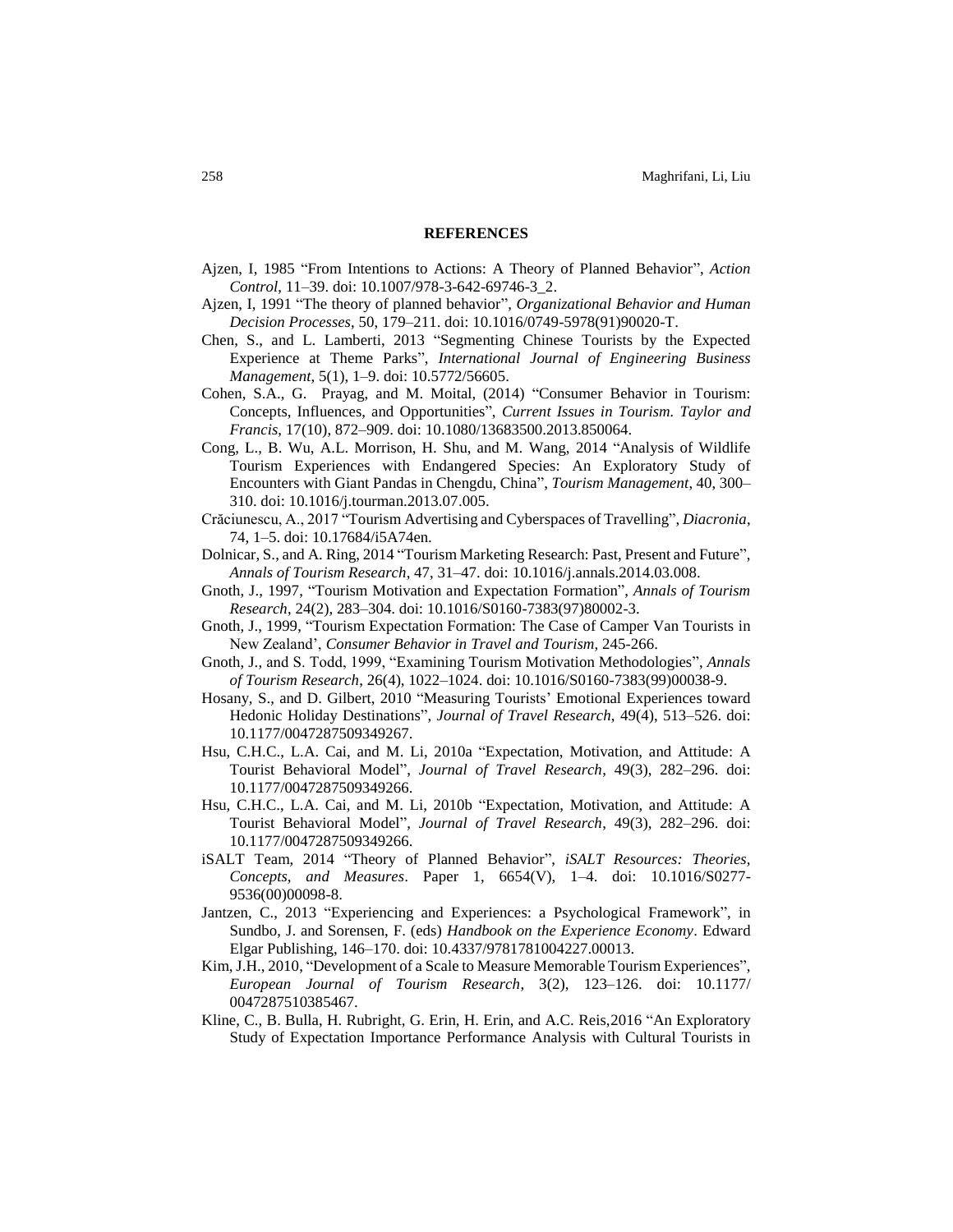## REFERENCES

Ajzen, I, 1985 "From Intentions to Actions: A Theory of Planned Behavior", *Action Control*, 11–39. doi: 10.1007/978-3-642-69746-3_2.

Ajzen, I, 1991 "The theory of planned behavior", *Organizational Behavior and Human Decision Processes*, 50, 179–211. doi: 10.1016/0749-5978(91)90020-T.

Chen, S., and L. Lamberti, 2013 "Segmenting Chinese Tourists by the Expected Experience at Theme Parks", *International Journal of Engineering Business Management*, 5(1), 1–9. doi: 10.5772/56605.

Cohen, S.A., G. Prayag, and M. Moital, (2014) "Consumer Behavior in Tourism: Concepts, Influences, and Opportunities", *Current Issues in Tourism. Taylor and Francis*, 17(10), 872–909. doi: 10.1080/13683500.2013.850064.

Cong, L., B. Wu, A.L. Morrison, H. Shu, and M. Wang, 2014 "Analysis of Wildlife Tourism Experiences with Endangered Species: An Exploratory Study of Encounters with Giant Pandas in Chengdu, China", *Tourism Management*, 40, 300–310. doi: 10.1016/j.tourman.2013.07.005.

Crăciunescu, A., 2017 "Tourism Advertising and Cyberspaces of Travelling", *Diacronia*, 74, 1–5. doi: 10.17684/i5A74en.

Dolnicar, S., and A. Ring, 2014 "Tourism Marketing Research: Past, Present and Future", *Annals of Tourism Research*, 47, 31–47. doi: 10.1016/j.annals.2014.03.008.

Gnoth, J., 1997, "Tourism Motivation and Expectation Formation", *Annals of Tourism Research*, 24(2), 283–304. doi: 10.1016/S0160-7383(97)80002-3.

Gnoth, J., 1999, "Tourism Expectation Formation: The Case of Camper Van Tourists in New Zealand', *Consumer Behavior in Travel and Tourism*, 245-266.

Gnoth, J., and S. Todd, 1999, "Examining Tourism Motivation Methodologies", *Annals of Tourism Research*, 26(4), 1022–1024. doi: 10.1016/S0160-7383(99)00038-9.

Hosany, S., and D. Gilbert, 2010 "Measuring Tourists' Emotional Experiences toward Hedonic Holiday Destinations", *Journal of Travel Research*, 49(4), 513–526. doi: 10.1177/0047287509349267.

Hsu, C.H.C., L.A. Cai, and M. Li, 2010a "Expectation, Motivation, and Attitude: A Tourist Behavioral Model", *Journal of Travel Research*, 49(3), 282–296. doi: 10.1177/0047287509349266.

Hsu, C.H.C., L.A. Cai, and M. Li, 2010b "Expectation, Motivation, and Attitude: A Tourist Behavioral Model", *Journal of Travel Research*, 49(3), 282–296. doi: 10.1177/0047287509349266.

iSALT Team, 2014 "Theory of Planned Behavior", *iSALT Resources: Theories, Concepts, and Measures*. Paper 1, 6654(V), 1–4. doi: 10.1016/S0277-9536(00)00098-8.

Jantzen, C., 2013 "Experiencing and Experiences: a Psychological Framework", in Sundbo, J. and Sorensen, F. (eds) *Handbook on the Experience Economy*. Edward Elgar Publishing, 146–170. doi: 10.4337/9781781004227.00013.

Kim, J.H., 2010, "Development of a Scale to Measure Memorable Tourism Experiences", *European Journal of Tourism Research*, 3(2), 123–126. doi: 10.1177/ 0047287510385467.

Kline, C., B. Bulla, H. Rubright, G. Erin, H. Erin, and A.C. Reis,2016 "An Exploratory Study of Expectation Importance Performance Analysis with Cultural Tourists in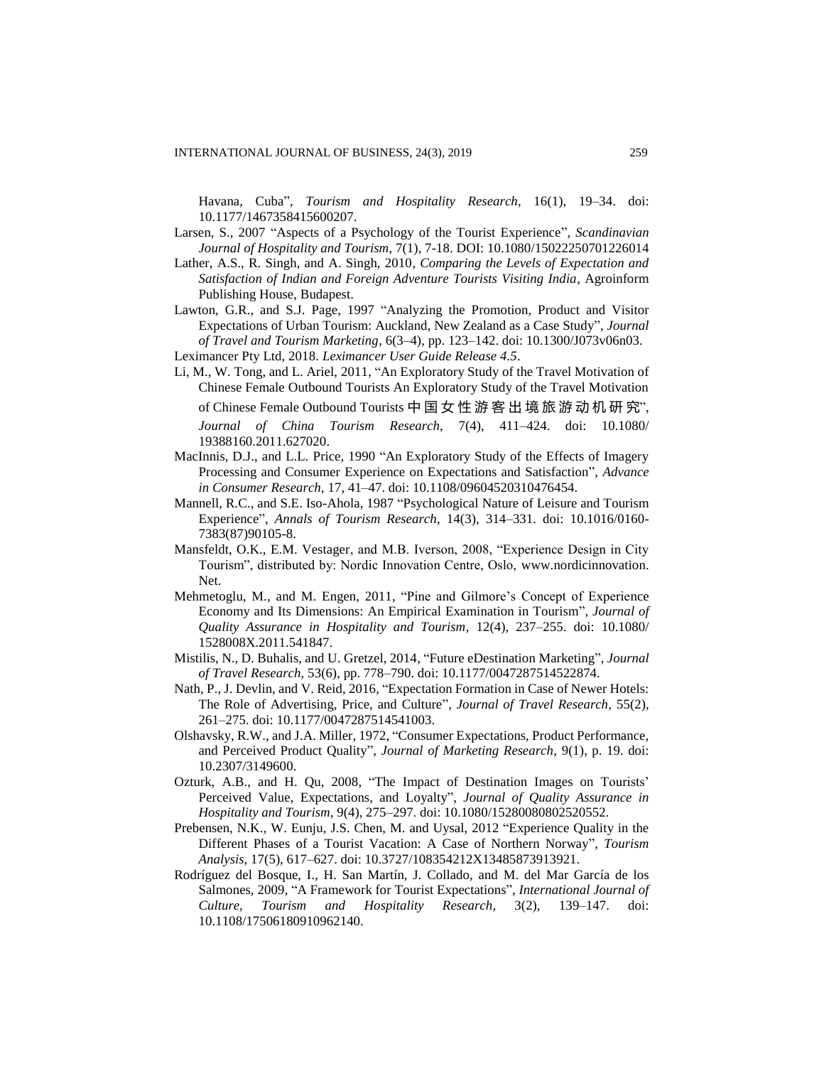Havana, Cuba", *Tourism and Hospitality Research*, 16(1), 19–34. doi: 10.1177/1467358415600207.

Larsen, S., 2007 "Aspects of a Psychology of the Tourist Experience", *Scandinavian Journal of Hospitality and Tourism*, 7(1), 7-18. DOI: 10.1080/15022250701226014

Lather, A.S., R. Singh, and A. Singh, 2010, *Comparing the Levels of Expectation and Satisfaction of Indian and Foreign Adventure Tourists Visiting India*, Agroinform Publishing House, Budapest.

Lawton, G.R., and S.J. Page, 1997 "Analyzing the Promotion, Product and Visitor Expectations of Urban Tourism: Auckland, New Zealand as a Case Study", *Journal of Travel and Tourism Marketing*, 6(3–4), pp. 123–142. doi: 10.1300/J073v06n03.

Leximancer Pty Ltd, 2018. *Leximancer User Guide Release 4.5*.

Li, M., W. Tong, and L. Ariel, 2011, "An Exploratory Study of the Travel Motivation of Chinese Female Outbound Tourists An Exploratory Study of the Travel Motivation of Chinese Female Outbound Tourists 中国女性游客出境旅游动机研究", *Journal of China Tourism Research*, 7(4), 411–424. doi: 10.1080/19388160.2011.627020.

MacInnis, D.J., and L.L. Price, 1990 "An Exploratory Study of the Effects of Imagery Processing and Consumer Experience on Expectations and Satisfaction", *Advance in Consumer Research,* 17, 41–47. doi: 10.1108/09604520310476454.

Mannell, R.C., and S.E. Iso-Ahola, 1987 "Psychological Nature of Leisure and Tourism Experience", *Annals of Tourism Research*, 14(3), 314–331. doi: 10.1016/0160-7383(87)90105-8.

Mansfeldt, O.K., E.M. Vestager, and M.B. Iverson, 2008, "Experience Design in City Tourism", distributed by: Nordic Innovation Centre, Oslo, www.nordicinnovation. Net.

Mehmetoglu, M., and M. Engen, 2011, "Pine and Gilmore's Concept of Experience Economy and Its Dimensions: An Empirical Examination in Tourism", *Journal of Quality Assurance in Hospitality and Tourism*, 12(4), 237–255. doi: 10.1080/1528008X.2011.541847.

Mistilis, N., D. Buhalis, and U. Gretzel, 2014, "Future eDestination Marketing", *Journal of Travel Research*, 53(6), pp. 778–790. doi: 10.1177/0047287514522874.

Nath, P., J. Devlin, and V. Reid, 2016, "Expectation Formation in Case of Newer Hotels: The Role of Advertising, Price, and Culture", *Journal of Travel Research*, 55(2), 261–275. doi: 10.1177/0047287514541003.

Olshavsky, R.W., and J.A. Miller, 1972, "Consumer Expectations, Product Performance, and Perceived Product Quality", *Journal of Marketing Research*, 9(1), p. 19. doi: 10.2307/3149600.

Ozturk, A.B., and H. Qu, 2008, "The Impact of Destination Images on Tourists' Perceived Value, Expectations, and Loyalty", *Journal of Quality Assurance in Hospitality and Tourism*, 9(4), 275–297. doi: 10.1080/15280080802520552.

Prebensen, N.K., W. Eunju, J.S. Chen, M. and Uysal, 2012 "Experience Quality in the Different Phases of a Tourist Vacation: A Case of Northern Norway", *Tourism Analysis*, 17(5), 617–627. doi: 10.3727/108354212X13485873913921.

Rodríguez del Bosque, I., H. San Martín, J. Collado, and M. del Mar García de los Salmones, 2009, "A Framework for Tourist Expectations", *International Journal of Culture, Tourism and Hospitality Research*, 3(2), 139–147. doi: 10.1108/17506180910962140.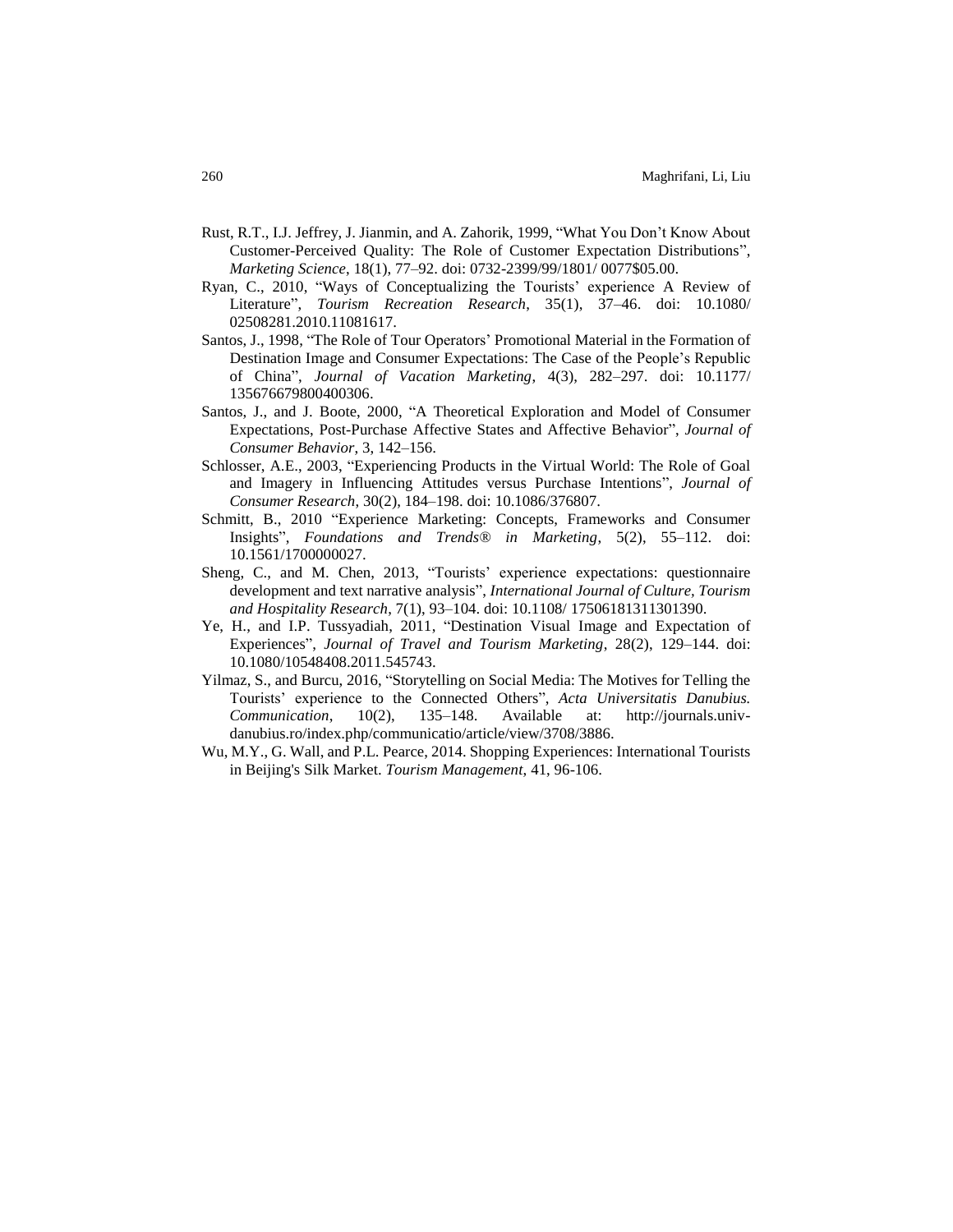Rust, R.T., I.J. Jeffrey, J. Jianmin, and A. Zahorik, 1999, "What You Don't Know About Customer-Perceived Quality: The Role of Customer Expectation Distributions", *Marketing Science*, 18(1), 77–92. doi: 0732-2399/99/1801/ 0077$05.00.

Ryan, C., 2010, "Ways of Conceptualizing the Tourists' experience A Review of Literature", *Tourism Recreation Research*, 35(1), 37–46. doi: 10.1080/ 02508281.2010.11081617.

Santos, J., 1998, "The Role of Tour Operators' Promotional Material in the Formation of Destination Image and Consumer Expectations: The Case of the People's Republic of China", *Journal of Vacation Marketing*, 4(3), 282–297. doi: 10.1177/ 135676679800400306.

Santos, J., and J. Boote, 2000, "A Theoretical Exploration and Model of Consumer Expectations, Post-Purchase Affective States and Affective Behavior", *Journal of Consumer Behavior*, 3, 142–156.

Schlosser, A.E., 2003, "Experiencing Products in the Virtual World: The Role of Goal and Imagery in Influencing Attitudes versus Purchase Intentions", *Journal of Consumer Research*, 30(2), 184–198. doi: 10.1086/376807.

Schmitt, B., 2010 "Experience Marketing: Concepts, Frameworks and Consumer Insights", *Foundations and Trends® in Marketing*, 5(2), 55–112. doi: 10.1561/1700000027.

Sheng, C., and M. Chen, 2013, "Tourists' experience expectations: questionnaire development and text narrative analysis", *International Journal of Culture, Tourism and Hospitality Research*, 7(1), 93–104. doi: 10.1108/ 17506181311301390.

Ye, H., and I.P. Tussyadiah, 2011, "Destination Visual Image and Expectation of Experiences", *Journal of Travel and Tourism Marketing*, 28(2), 129–144. doi: 10.1080/10548408.2011.545743.

Yilmaz, S., and Burcu, 2016, "Storytelling on Social Media: The Motives for Telling the Tourists' experience to the Connected Others", *Acta Universitatis Danubius. Communication*, 10(2), 135–148. Available at: http://journals.univ-danubius.ro/index.php/communicatio/article/view/3708/3886.

Wu, M.Y., G. Wall, and P.L. Pearce, 2014. Shopping Experiences: International Tourists in Beijing's Silk Market. *Tourism Management*, 41, 96-106.